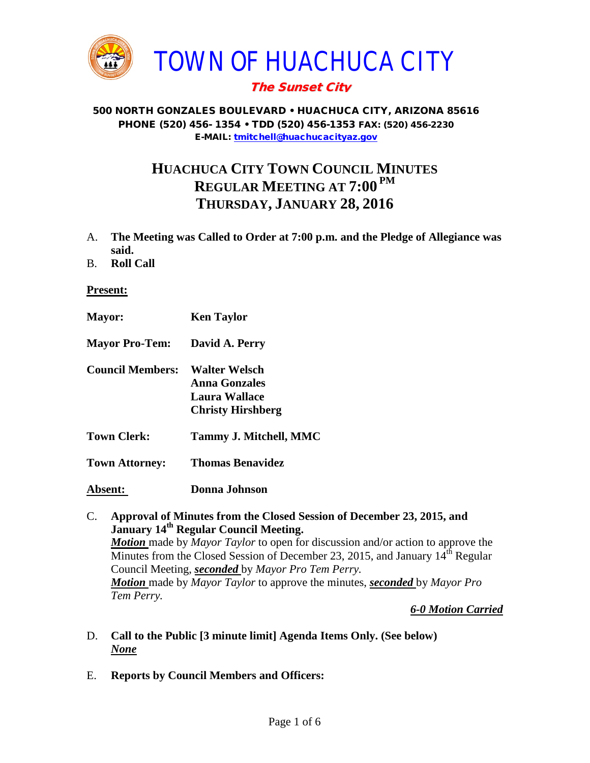# TOWN OF HUACHUCA CITY

***The Sunset City***

**500 NORTH GONZALES BOULEVARD • HUACHUCA CITY, ARIZONA 85616**
**PHONE (520) 456- 1354 • TDD (520) 456-1353 FAX: (520) 456-2230**
**E-MAIL: tmitchell@huachucacityaz.gov**

## HUACHUCA CITY TOWN COUNCIL MINUTES
## REGULAR MEETING AT 7:00 PM
## THURSDAY, JANUARY 28, 2016

A. **The Meeting was Called to Order at 7:00 p.m. and the Pledge of Allegiance was said.**

B. **Roll Call**

**Present:**

| | |
|---|---|
| **Mayor:** | **Ken Taylor** |
| **Mayor Pro-Tem:** | **David A. Perry** |
| **Council Members:** | **Walter Welsch**<br>**Anna Gonzales**<br>**Laura Wallace**<br>**Christy Hirshberg** |
| **Town Clerk:** | **Tammy J. Mitchell, MMC** |
| **Town Attorney:** | **Thomas Benavidez** |
| **Absent:** | **Donna Johnson** |

C. **Approval of Minutes from the Closed Session of December 23, 2015, and January 14th Regular Council Meeting.**
***Motion*** made by *Mayor Taylor* to open for discussion and/or action to approve the Minutes from the Closed Session of December 23, 2015, and January 14th Regular Council Meeting, ***seconded*** by *Mayor Pro Tem Perry.*
***Motion*** made by *Mayor Taylor* to approve the minutes, ***seconded*** by *Mayor Pro Tem Perry.*

***6-0 Motion Carried***

D. **Call to the Public [3 minute limit] Agenda Items Only. (See below)**
***None***

E. **Reports by Council Members and Officers:**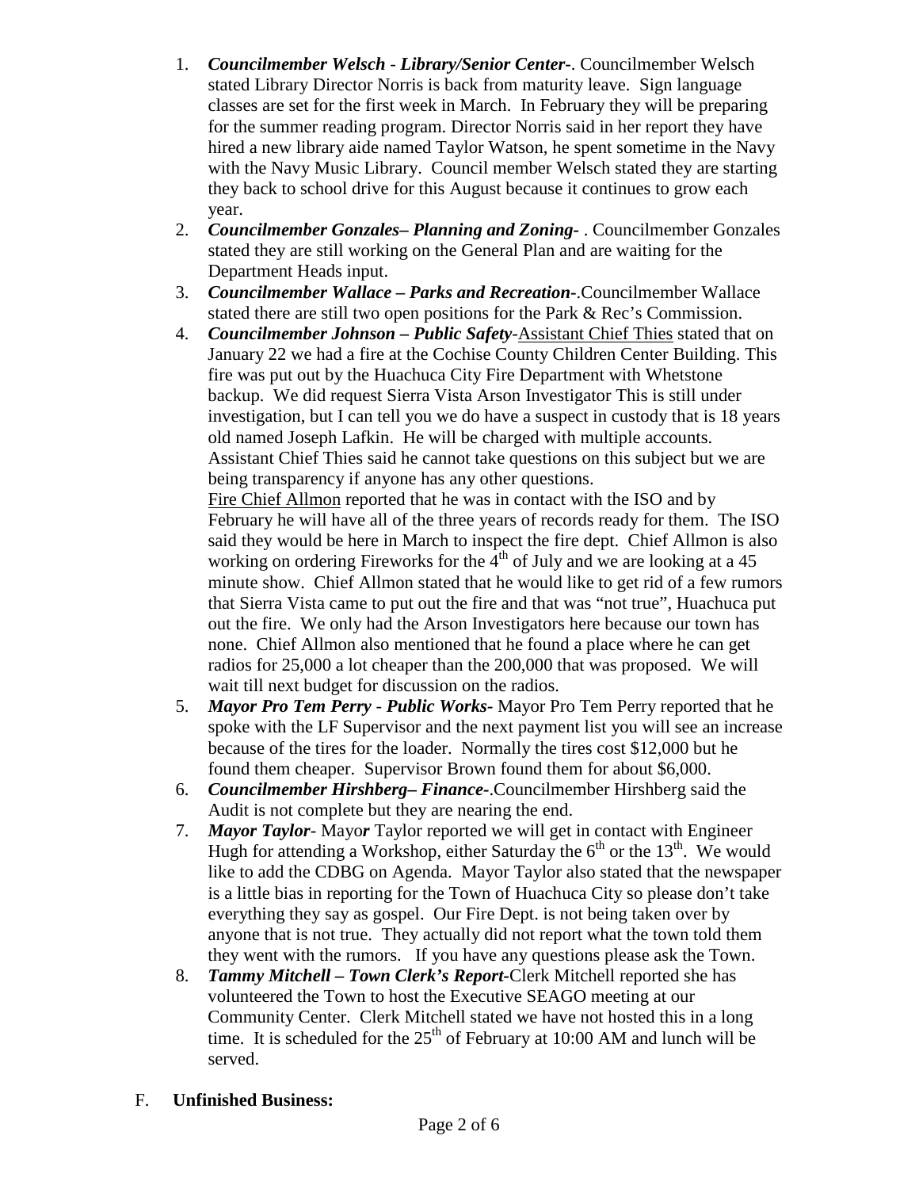1. ***Councilmember Welsch - Library/Senior Center-***. Councilmember Welsch stated Library Director Norris is back from maturity leave. Sign language classes are set for the first week in March. In February they will be preparing for the summer reading program. Director Norris said in her report they have hired a new library aide named Taylor Watson, he spent sometime in the Navy with the Navy Music Library. Council member Welsch stated they are starting they back to school drive for this August because it continues to grow each year.
2. ***Councilmember Gonzales– Planning and Zoning-*** . Councilmember Gonzales stated they are still working on the General Plan and are waiting for the Department Heads input.
3. ***Councilmember Wallace – Parks and Recreation-***.Councilmember Wallace stated there are still two open positions for the Park & Rec's Commission.
4. ***Councilmember Johnson – Public Safety***-Assistant Chief Thies stated that on January 22 we had a fire at the Cochise County Children Center Building. This fire was put out by the Huachuca City Fire Department with Whetstone backup. We did request Sierra Vista Arson Investigator This is still under investigation, but I can tell you we do have a suspect in custody that is 18 years old named Joseph Lafkin. He will be charged with multiple accounts. Assistant Chief Thies said he cannot take questions on this subject but we are being transparency if anyone has any other questions.
   Fire Chief Allmon reported that he was in contact with the ISO and by February he will have all of the three years of records ready for them. The ISO said they would be here in March to inspect the fire dept. Chief Allmon is also working on ordering Fireworks for the 4th of July and we are looking at a 45 minute show. Chief Allmon stated that he would like to get rid of a few rumors that Sierra Vista came to put out the fire and that was "not true", Huachuca put out the fire. We only had the Arson Investigators here because our town has none. Chief Allmon also mentioned that he found a place where he can get radios for 25,000 a lot cheaper than the 200,000 that was proposed. We will wait till next budget for discussion on the radios.
5. ***Mayor Pro Tem Perry - Public Works-*** Mayor Pro Tem Perry reported that he spoke with the LF Supervisor and the next payment list you will see an increase because of the tires for the loader. Normally the tires cost $12,000 but he found them cheaper. Supervisor Brown found them for about $6,000.
6. ***Councilmember Hirshberg– Finance-***.Councilmember Hirshberg said the Audit is not complete but they are nearing the end.
7. ***Mayor Taylor***- Mayo***r*** Taylor reported we will get in contact with Engineer Hugh for attending a Workshop, either Saturday the 6th or the 13th. We would like to add the CDBG on Agenda. Mayor Taylor also stated that the newspaper is a little bias in reporting for the Town of Huachuca City so please don't take everything they say as gospel. Our Fire Dept. is not being taken over by anyone that is not true. They actually did not report what the town told them they went with the rumors. If you have any questions please ask the Town.
8. ***Tammy Mitchell – Town Clerk's Report***-Clerk Mitchell reported she has volunteered the Town to host the Executive SEAGO meeting at our Community Center. Clerk Mitchell stated we have not hosted this in a long time. It is scheduled for the 25th of February at 10:00 AM and lunch will be served.

F. **Unfinished Business:**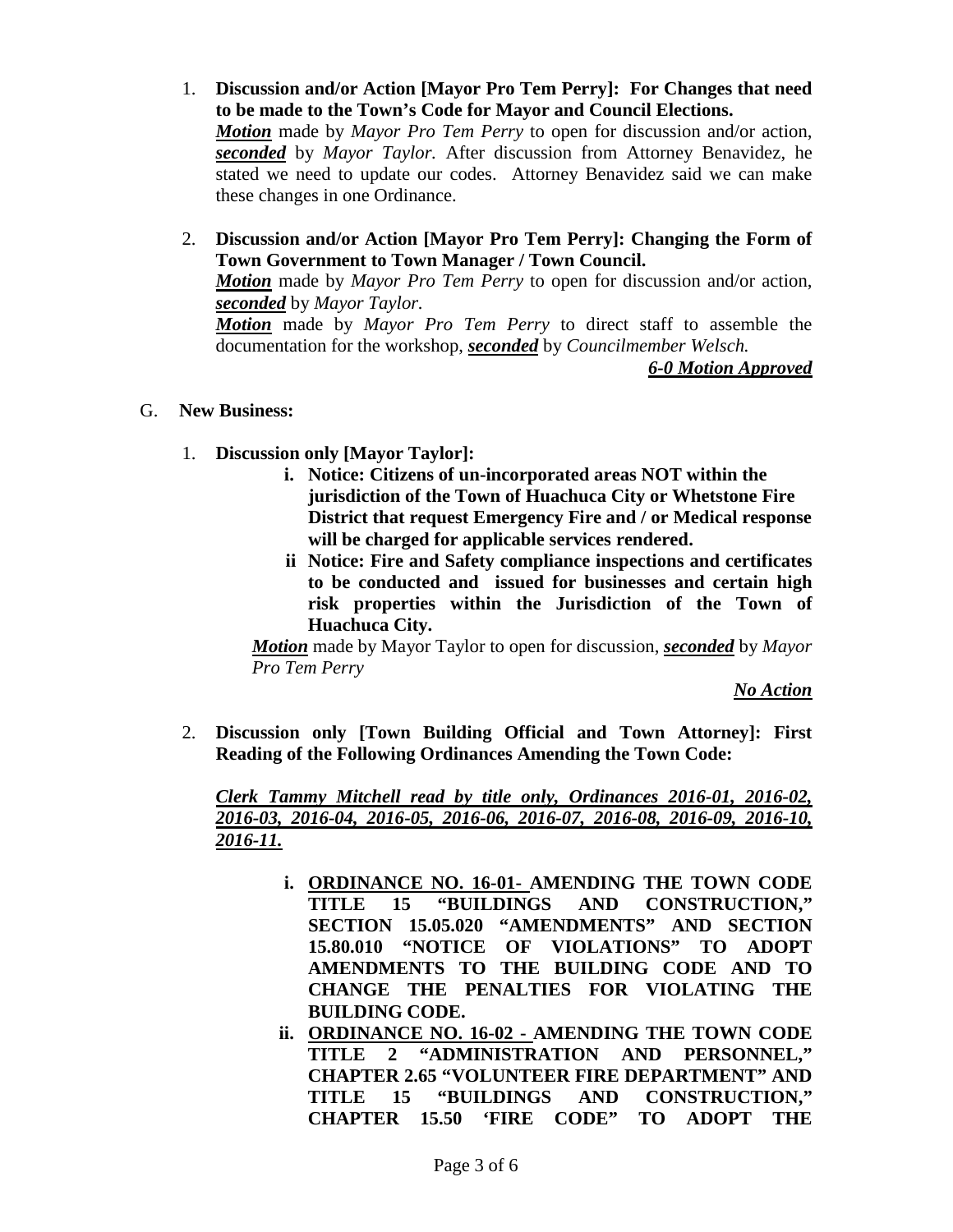1. **Discussion and/or Action [Mayor Pro Tem Perry]: For Changes that need to be made to the Town's Code for Mayor and Council Elections.**
   ***Motion*** made by *Mayor Pro Tem Perry* to open for discussion and/or action, ***seconded*** by *Mayor Taylor.* After discussion from Attorney Benavidez, he stated we need to update our codes. Attorney Benavidez said we can make these changes in one Ordinance.

2. **Discussion and/or Action [Mayor Pro Tem Perry]: Changing the Form of Town Government to Town Manager / Town Council.**
   ***Motion*** made by *Mayor Pro Tem Perry* to open for discussion and/or action, ***seconded*** by *Mayor Taylor.*
   ***Motion*** made by *Mayor Pro Tem Perry* to direct staff to assemble the documentation for the workshop, ***seconded*** by *Councilmember Welsch.*

   ***6-0 Motion Approved***

G. **New Business:**

1. **Discussion only [Mayor Taylor]:**
   - **i. Notice: Citizens of un-incorporated areas NOT within the jurisdiction of the Town of Huachuca City or Whetstone Fire District that request Emergency Fire and / or Medical response will be charged for applicable services rendered.**
   - **ii Notice: Fire and Safety compliance inspections and certificates to be conducted and issued for businesses and certain high risk properties within the Jurisdiction of the Town of Huachuca City.**

   ***Motion*** made by Mayor Taylor to open for discussion, ***seconded*** by *Mayor Pro Tem Perry*

   ***No Action***

2. **Discussion only [Town Building Official and Town Attorney]: First Reading of the Following Ordinances Amending the Town Code:**

   ***Clerk Tammy Mitchell read by title only, Ordinances 2016-01, 2016-02, 2016-03, 2016-04, 2016-05, 2016-06, 2016-07, 2016-08, 2016-09, 2016-10, 2016-11.***

   - **i. ORDINANCE NO. 16-01- AMENDING THE TOWN CODE TITLE 15 "BUILDINGS AND CONSTRUCTION," SECTION 15.05.020 "AMENDMENTS" AND SECTION 15.80.010 "NOTICE OF VIOLATIONS" TO ADOPT AMENDMENTS TO THE BUILDING CODE AND TO CHANGE THE PENALTIES FOR VIOLATING THE BUILDING CODE.**
   - **ii. ORDINANCE NO. 16-02 - AMENDING THE TOWN CODE TITLE 2 "ADMINISTRATION AND PERSONNEL," CHAPTER 2.65 "VOLUNTEER FIRE DEPARTMENT" AND TITLE 15 "BUILDINGS AND CONSTRUCTION," CHAPTER 15.50 'FIRE CODE" TO ADOPT THE**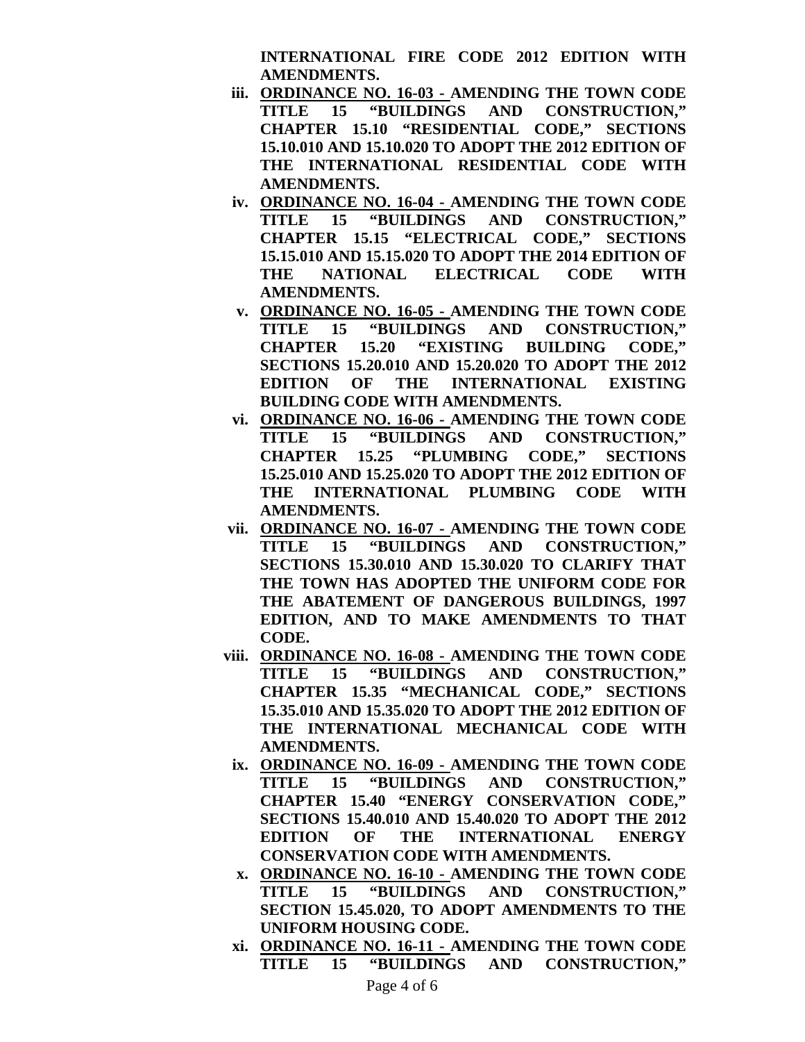**INTERNATIONAL FIRE CODE 2012 EDITION WITH AMENDMENTS.**

iii. **<u>ORDINANCE NO. 16-03 -</u> AMENDING THE TOWN CODE TITLE 15 "BUILDINGS AND CONSTRUCTION," CHAPTER 15.10 "RESIDENTIAL CODE," SECTIONS 15.10.010 AND 15.10.020 TO ADOPT THE 2012 EDITION OF THE INTERNATIONAL RESIDENTIAL CODE WITH AMENDMENTS.**

iv. **<u>ORDINANCE NO. 16-04 -</u> AMENDING THE TOWN CODE TITLE 15 "BUILDINGS AND CONSTRUCTION," CHAPTER 15.15 "ELECTRICAL CODE," SECTIONS 15.15.010 AND 15.15.020 TO ADOPT THE 2014 EDITION OF THE NATIONAL ELECTRICAL CODE WITH AMENDMENTS.**

v. **<u>ORDINANCE NO. 16-05 -</u> AMENDING THE TOWN CODE TITLE 15 "BUILDINGS AND CONSTRUCTION," CHAPTER 15.20 "EXISTING BUILDING CODE," SECTIONS 15.20.010 AND 15.20.020 TO ADOPT THE 2012 EDITION OF THE INTERNATIONAL EXISTING BUILDING CODE WITH AMENDMENTS.**

vi. **<u>ORDINANCE NO. 16-06 -</u> AMENDING THE TOWN CODE TITLE 15 "BUILDINGS AND CONSTRUCTION," CHAPTER 15.25 "PLUMBING CODE," SECTIONS 15.25.010 AND 15.25.020 TO ADOPT THE 2012 EDITION OF THE INTERNATIONAL PLUMBING CODE WITH AMENDMENTS.**

vii. **<u>ORDINANCE NO. 16-07 -</u> AMENDING THE TOWN CODE TITLE 15 "BUILDINGS AND CONSTRUCTION," SECTIONS 15.30.010 AND 15.30.020 TO CLARIFY THAT THE TOWN HAS ADOPTED THE UNIFORM CODE FOR THE ABATEMENT OF DANGEROUS BUILDINGS, 1997 EDITION, AND TO MAKE AMENDMENTS TO THAT CODE.**

viii. **<u>ORDINANCE NO. 16-08 -</u> AMENDING THE TOWN CODE TITLE 15 "BUILDINGS AND CONSTRUCTION," CHAPTER 15.35 "MECHANICAL CODE," SECTIONS 15.35.010 AND 15.35.020 TO ADOPT THE 2012 EDITION OF THE INTERNATIONAL MECHANICAL CODE WITH AMENDMENTS.**

ix. **<u>ORDINANCE NO. 16-09 -</u> AMENDING THE TOWN CODE TITLE 15 "BUILDINGS AND CONSTRUCTION," CHAPTER 15.40 "ENERGY CONSERVATION CODE," SECTIONS 15.40.010 AND 15.40.020 TO ADOPT THE 2012 EDITION OF THE INTERNATIONAL ENERGY CONSERVATION CODE WITH AMENDMENTS.**

x. **<u>ORDINANCE NO. 16-10 -</u> AMENDING THE TOWN CODE TITLE 15 "BUILDINGS AND CONSTRUCTION," SECTION 15.45.020, TO ADOPT AMENDMENTS TO THE UNIFORM HOUSING CODE.**

xi. **<u>ORDINANCE NO. 16-11 -</u> AMENDING THE TOWN CODE TITLE 15 "BUILDINGS AND CONSTRUCTION,"**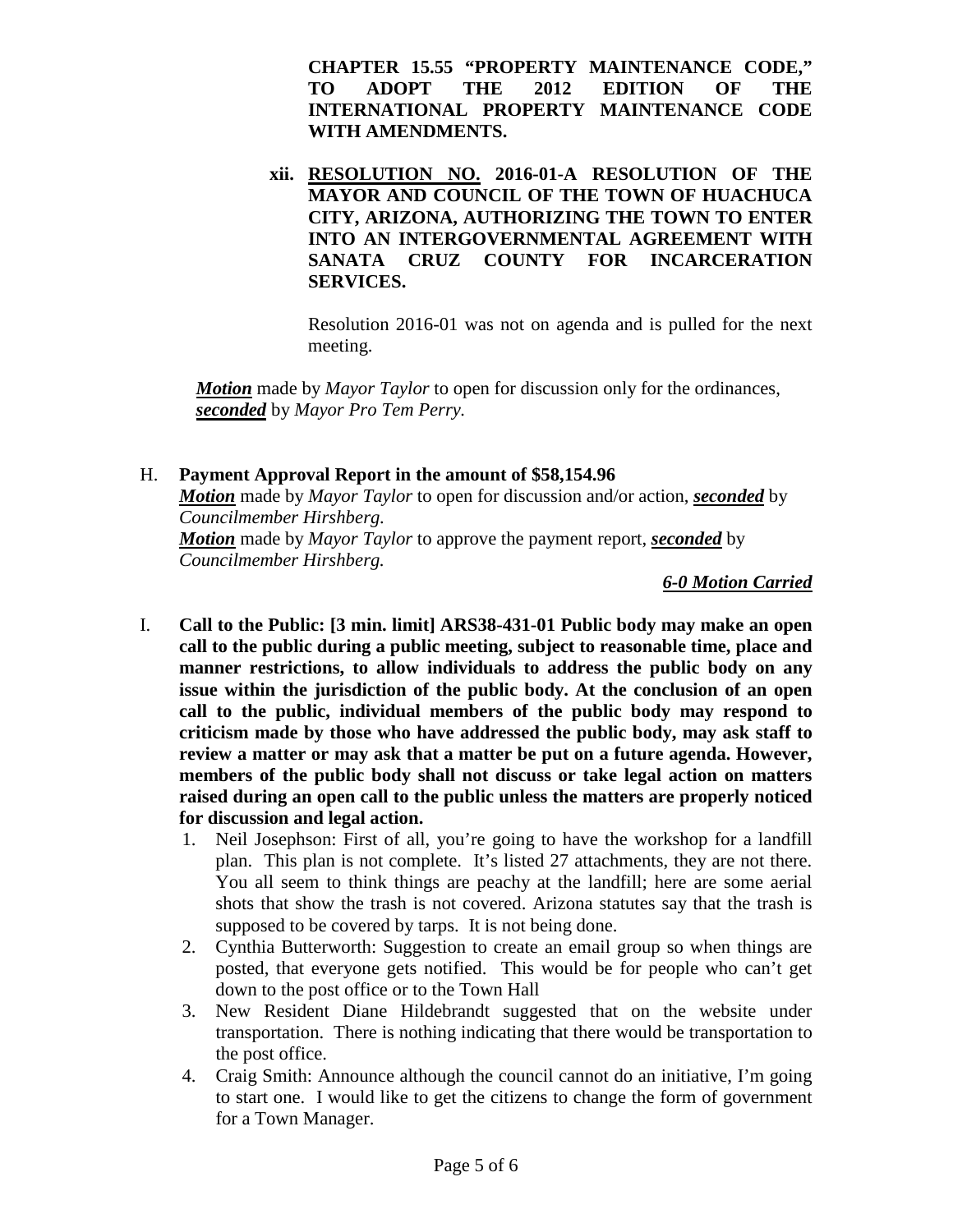**CHAPTER 15.55 "PROPERTY MAINTENANCE CODE," TO ADOPT THE 2012 EDITION OF THE INTERNATIONAL PROPERTY MAINTENANCE CODE WITH AMENDMENTS.**

**xii. <u>RESOLUTION NO.</u> 2016-01-A RESOLUTION OF THE MAYOR AND COUNCIL OF THE TOWN OF HUACHUCA CITY, ARIZONA, AUTHORIZING THE TOWN TO ENTER INTO AN INTERGOVERNMENTAL AGREEMENT WITH SANATA CRUZ COUNTY FOR INCARCERATION SERVICES.**

Resolution 2016-01 was not on agenda and is pulled for the next meeting.

***Motion*** made by *Mayor Taylor* to open for discussion only for the ordinances, ***seconded*** by *Mayor Pro Tem Perry.*

H. **Payment Approval Report in the amount of $58,154.96**

***Motion*** made by *Mayor Taylor* to open for discussion and/or action, ***seconded*** by *Councilmember Hirshberg.*

***Motion*** made by *Mayor Taylor* to approve the payment report, ***seconded*** by *Councilmember Hirshberg.*

***6-0 Motion Carried***

I. **Call to the Public: [3 min. limit] ARS38-431-01 Public body may make an open call to the public during a public meeting, subject to reasonable time, place and manner restrictions, to allow individuals to address the public body on any issue within the jurisdiction of the public body. At the conclusion of an open call to the public, individual members of the public body may respond to criticism made by those who have addressed the public body, may ask staff to review a matter or may ask that a matter be put on a future agenda. However, members of the public body shall not discuss or take legal action on matters raised during an open call to the public unless the matters are properly noticed for discussion and legal action.**

1. Neil Josephson: First of all, you're going to have the workshop for a landfill plan. This plan is not complete. It's listed 27 attachments, they are not there. You all seem to think things are peachy at the landfill; here are some aerial shots that show the trash is not covered. Arizona statutes say that the trash is supposed to be covered by tarps. It is not being done.
2. Cynthia Butterworth: Suggestion to create an email group so when things are posted, that everyone gets notified. This would be for people who can't get down to the post office or to the Town Hall
3. New Resident Diane Hildebrandt suggested that on the website under transportation. There is nothing indicating that there would be transportation to the post office.
4. Craig Smith: Announce although the council cannot do an initiative, I'm going to start one. I would like to get the citizens to change the form of government for a Town Manager.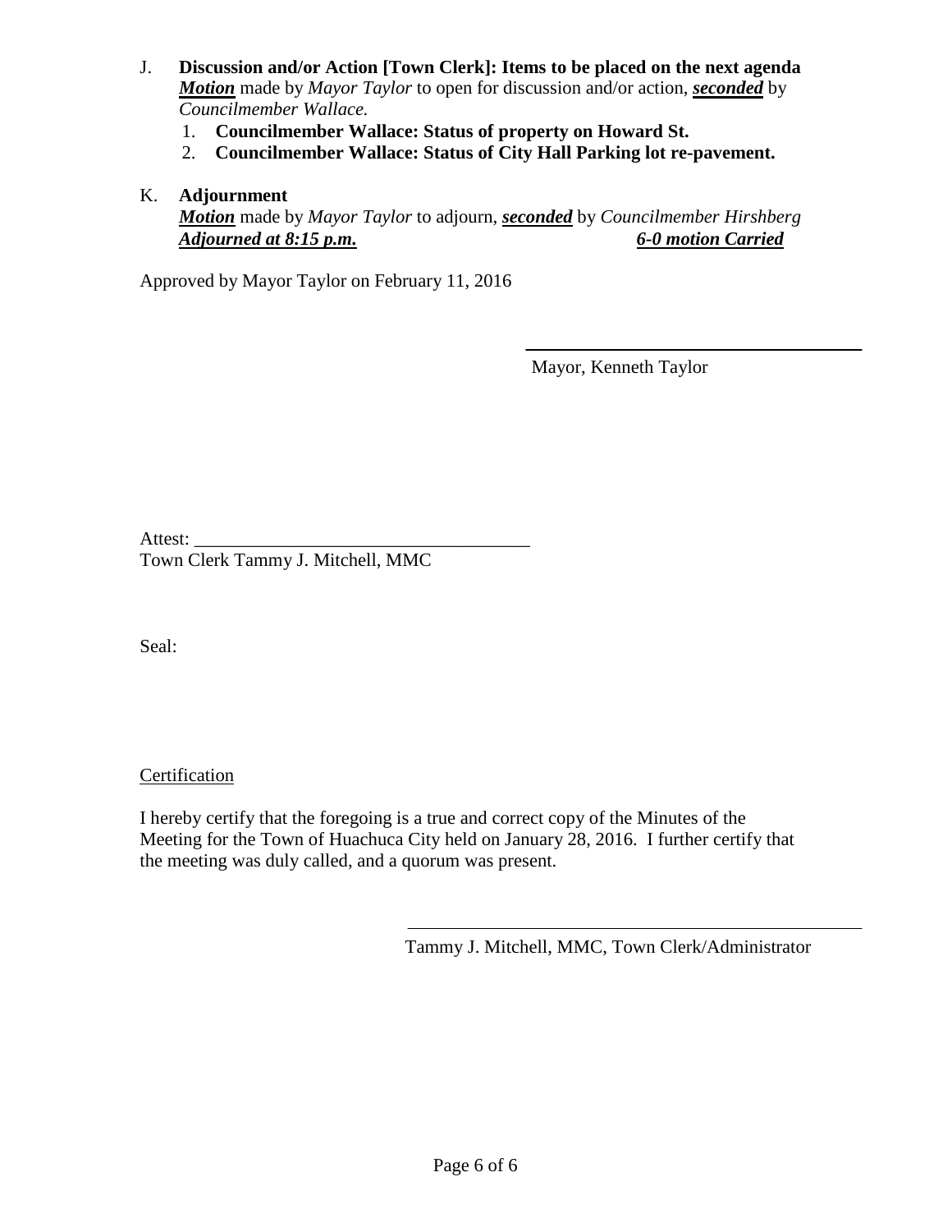J. **Discussion and/or Action [Town Clerk]: Items to be placed on the next agenda**
***Motion*** made by *Mayor Taylor* to open for discussion and/or action, ***seconded*** by *Councilmember Wallace.*

1. **Councilmember Wallace: Status of property on Howard St.**
2. **Councilmember Wallace: Status of City Hall Parking lot re-pavement.**

K. **Adjournment**
***Motion*** made by *Mayor Taylor* to adjourn, ***seconded*** by *Councilmember Hirshberg*
***Adjourned at 8:15 p.m.*** ***6-0 motion Carried***

Approved by Mayor Taylor on February 11, 2016

\_\_\_\_\_\_\_\_\_\_\_\_\_\_\_\_\_\_\_\_\_\_\_\_\_\_\_\_\_\_\_\_\_\_\_\_
Mayor, Kenneth Taylor

Attest: \_\_\_\_\_\_\_\_\_\_\_\_\_\_\_\_\_\_\_\_\_\_\_\_\_\_\_\_\_\_\_\_\_\_\_\_
Town Clerk Tammy J. Mitchell, MMC

Seal:

Certification

I hereby certify that the foregoing is a true and correct copy of the Minutes of the Meeting for the Town of Huachuca City held on January 28, 2016. I further certify that the meeting was duly called, and a quorum was present.

\_\_\_\_\_\_\_\_\_\_\_\_\_\_\_\_\_\_\_\_\_\_\_\_\_\_\_\_\_\_\_\_\_\_\_\_\_\_\_\_\_\_\_\_\_\_
Tammy J. Mitchell, MMC, Town Clerk/Administrator